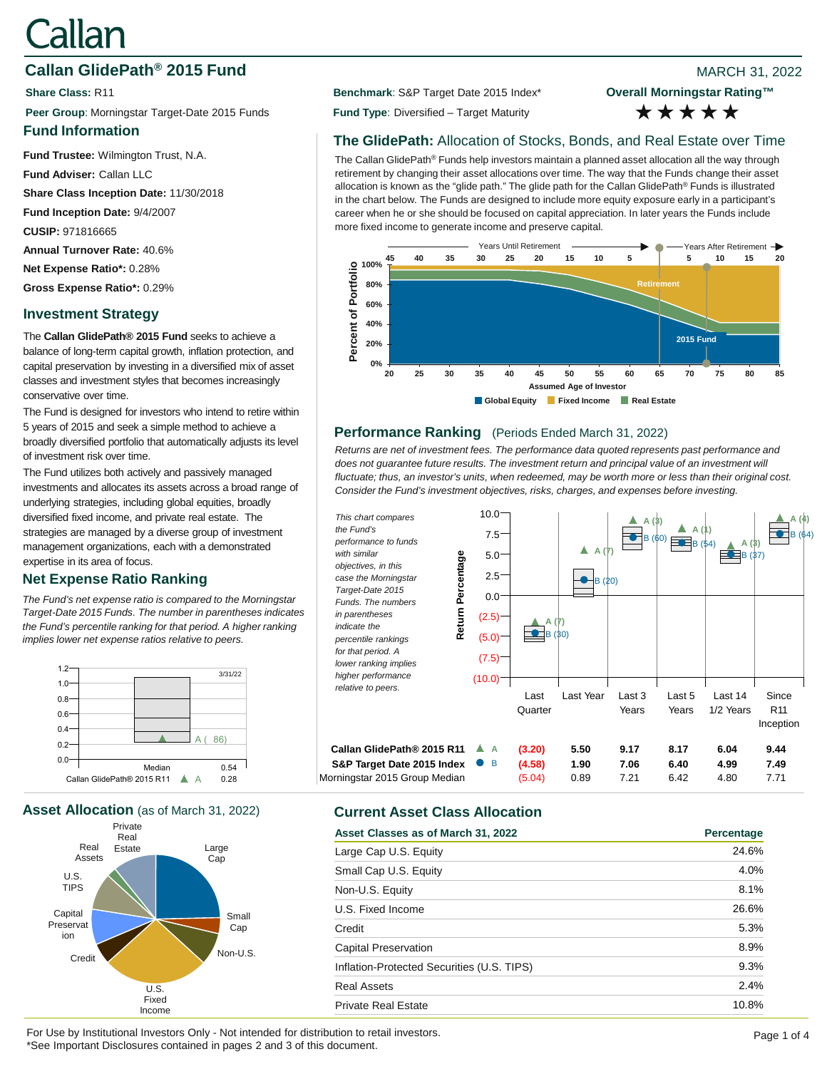# Callan

## Callan GlidePath® 2015 Fund

MARCH 31, 2022

**Share Class:** R11

**Peer Group**: Morningstar Target-Date 2015 Funds

**Benchmark**: S&P Target Date 2015 Index*

**Fund Type**: Diversified – Target Maturity

**Overall Morningstar Rating™**

★★★★★

## Fund Information

**Fund Trustee:** Wilmington Trust, N.A.

**Fund Adviser:** Callan LLC

**Share Class Inception Date:** 11/30/2018

**Fund Inception Date:** 9/4/2007

**CUSIP:** 971816665

**Annual Turnover Rate:** 40.6%

**Net Expense Ratio*:** 0.28%

**Gross Expense Ratio*:** 0.29%

## Investment Strategy

The **Callan GlidePath® 2015 Fund** seeks to achieve a balance of long-term capital growth, inflation protection, and capital preservation by investing in a diversified mix of asset classes and investment styles that becomes increasingly conservative over time.

The Fund is designed for investors who intend to retire within 5 years of 2015 and seek a simple method to achieve a broadly diversified portfolio that automatically adjusts its level of investment risk over time.

The Fund utilizes both actively and passively managed investments and allocates its assets across a broad range of underlying strategies, including global equities, broadly diversified fixed income, and private real estate. The strategies are managed by a diverse group of investment management organizations, each with a demonstrated expertise in its area of focus.

## Net Expense Ratio Ranking

*The Fund's net expense ratio is compared to the Morningstar Target-Date 2015 Funds. The number in parentheses indicates the Fund's percentile ranking for that period. A higher ranking implies lower net expense ratios relative to peers.*

| | 3/31/22 |
|---|---|
| Median | 0.54 |
| Callan GlidePath® 2015 R11 ▲ A (86) | 0.28 |

## The GlidePath: Allocation of Stocks, Bonds, and Real Estate over Time

The Callan GlidePath® Funds help investors maintain a planned asset allocation all the way through retirement by changing their asset allocations over time. The way that the Funds change their asset allocation is known as the "glide path." The glide path for the Callan GlidePath® Funds is illustrated in the chart below. The Funds are designed to include more equity exposure early in a participant's career when he or she should be focused on capital appreciation. In later years the Funds include more fixed income to generate income and preserve capital.

## Performance Ranking (Periods Ended March 31, 2022)

*Returns are net of investment fees. The performance data quoted represents past performance and does not guarantee future results. The investment return and principal value of an investment will fluctuate; thus, an investor's units, when redeemed, may be worth more or less than their original cost. Consider the Fund's investment objectives, risks, charges, and expenses before investing.*

*This chart compares the Fund's performance to funds with similar objectives, in this case the Morningstar Target-Date 2015 Funds. The numbers in parentheses indicate the percentile rankings for that period. A lower ranking implies higher performance relative to peers.*

| | Last Quarter | Last Year | Last 3 Years | Last 5 Years | Last 14 1/2 Years | Since R11 Inception |
|---|---|---|---|---|---|---|
| Callan GlidePath® 2015 R11 ▲ A | (3.20) | 5.50 | 9.17 | 8.17 | 6.04 | 9.44 |
| S&P Target Date 2015 Index ● B | (4.58) | 1.90 | 7.06 | 6.40 | 4.99 | 7.49 |
| Morningstar 2015 Group Median | (5.04) | 0.89 | 7.21 | 6.42 | 4.80 | 7.71 |
| Callan GlidePath® 2015 R11 percentile (A) | 7 | 7 | 3 | 1 | 3 | 4 |
| S&P Target Date 2015 Index percentile (B) | 30 | 20 | 60 | 54 | 37 | 64 |

## Asset Allocation (as of March 31, 2022)

## Current Asset Class Allocation

| Asset Classes as of March 31, 2022 | Percentage |
|---|---|
| Large Cap U.S. Equity | 24.6% |
| Small Cap U.S. Equity | 4.0% |
| Non-U.S. Equity | 8.1% |
| U.S. Fixed Income | 26.6% |
| Credit | 5.3% |
| Capital Preservation | 8.9% |
| Inflation-Protected Securities (U.S. TIPS) | 9.3% |
| Real Assets | 2.4% |
| Private Real Estate | 10.8% |

For Use by Institutional Investors Only - Not intended for distribution to retail investors.
*See Important Disclosures contained in pages 2 and 3 of this document.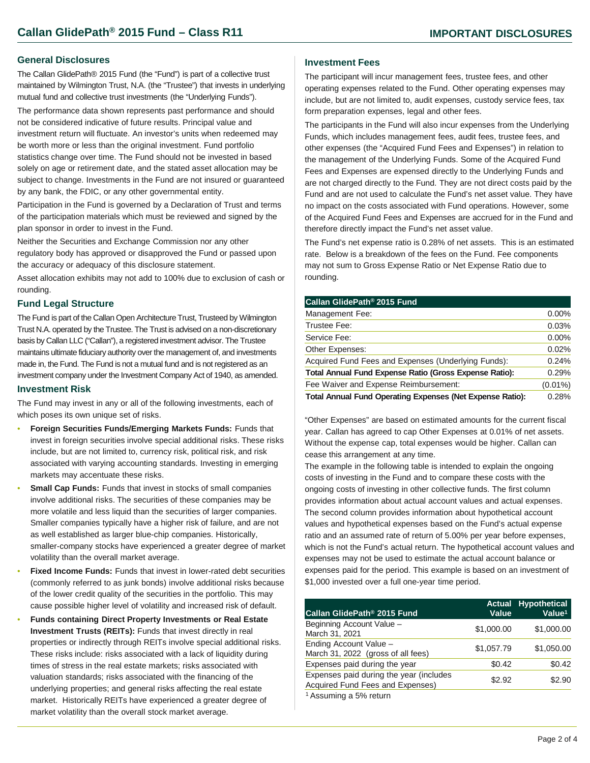# Callan GlidePath® 2015 Fund – Class R11

## IMPORTANT DISCLOSURES

### General Disclosures

The Callan GlidePath® 2015 Fund (the "Fund") is part of a collective trust maintained by Wilmington Trust, N.A. (the "Trustee") that invests in underlying mutual fund and collective trust investments (the "Underlying Funds").

The performance data shown represents past performance and should not be considered indicative of future results. Principal value and investment return will fluctuate. An investor's units when redeemed may be worth more or less than the original investment. Fund portfolio statistics change over time. The Fund should not be invested in based solely on age or retirement date, and the stated asset allocation may be subject to change. Investments in the Fund are not insured or guaranteed by any bank, the FDIC, or any other governmental entity.

Participation in the Fund is governed by a Declaration of Trust and terms of the participation materials which must be reviewed and signed by the plan sponsor in order to invest in the Fund.

Neither the Securities and Exchange Commission nor any other regulatory body has approved or disapproved the Fund or passed upon the accuracy or adequacy of this disclosure statement.

Asset allocation exhibits may not add to 100% due to exclusion of cash or rounding.

### Fund Legal Structure

The Fund is part of the Callan Open Architecture Trust, Trusteed by Wilmington Trust N.A. operated by the Trustee. The Trust is advised on a non-discretionary basis by Callan LLC ("Callan"), a registered investment advisor. The Trustee maintains ultimate fiduciary authority over the management of, and investments made in, the Fund. The Fund is not a mutual fund and is not registered as an investment company under the Investment Company Act of 1940, as amended.

### Investment Risk

The Fund may invest in any or all of the following investments, each of which poses its own unique set of risks.

- **Foreign Securities Funds/Emerging Markets Funds:** Funds that invest in foreign securities involve special additional risks. These risks include, but are not limited to, currency risk, political risk, and risk associated with varying accounting standards. Investing in emerging markets may accentuate these risks.
- **Small Cap Funds:** Funds that invest in stocks of small companies involve additional risks. The securities of these companies may be more volatile and less liquid than the securities of larger companies. Smaller companies typically have a higher risk of failure, and are not as well established as larger blue-chip companies. Historically, smaller-company stocks have experienced a greater degree of market volatility than the overall market average.
- **Fixed Income Funds:** Funds that invest in lower-rated debt securities (commonly referred to as junk bonds) involve additional risks because of the lower credit quality of the securities in the portfolio. This may cause possible higher level of volatility and increased risk of default.
- **Funds containing Direct Property Investments or Real Estate Investment Trusts (REITs):** Funds that invest directly in real properties or indirectly through REITs involve special additional risks. These risks include: risks associated with a lack of liquidity during times of stress in the real estate markets; risks associated with valuation standards; risks associated with the financing of the underlying properties; and general risks affecting the real estate market. Historically REITs have experienced a greater degree of market volatility than the overall stock market average.

### Investment Fees

The participant will incur management fees, trustee fees, and other operating expenses related to the Fund. Other operating expenses may include, but are not limited to, audit expenses, custody service fees, tax form preparation expenses, legal and other fees.

The participants in the Fund will also incur expenses from the Underlying Funds, which includes management fees, audit fees, trustee fees, and other expenses (the "Acquired Fund Fees and Expenses") in relation to the management of the Underlying Funds. Some of the Acquired Fund Fees and Expenses are expensed directly to the Underlying Funds and are not charged directly to the Fund. They are not direct costs paid by the Fund and are not used to calculate the Fund's net asset value. They have no impact on the costs associated with Fund operations. However, some of the Acquired Fund Fees and Expenses are accrued for in the Fund and therefore directly impact the Fund's net asset value.

The Fund's net expense ratio is 0.28% of net assets. This is an estimated rate. Below is a breakdown of the fees on the Fund. Fee components may not sum to Gross Expense Ratio or Net Expense Ratio due to rounding.

| Callan GlidePath® 2015 Fund | |
|---|---|
| Management Fee: | 0.00% |
| Trustee Fee: | 0.03% |
| Service Fee: | 0.00% |
| Other Expenses: | 0.02% |
| Acquired Fund Fees and Expenses (Underlying Funds): | 0.24% |
| **Total Annual Fund Expense Ratio (Gross Expense Ratio):** | 0.29% |
| Fee Waiver and Expense Reimbursement: | (0.01%) |
| **Total Annual Fund Operating Expenses (Net Expense Ratio):** | 0.28% |

"Other Expenses" are based on estimated amounts for the current fiscal year. Callan has agreed to cap Other Expenses at 0.01% of net assets. Without the expense cap, total expenses would be higher. Callan can cease this arrangement at any time.

The example in the following table is intended to explain the ongoing costs of investing in the Fund and to compare these costs with the ongoing costs of investing in other collective funds. The first column provides information about actual account values and actual expenses. The second column provides information about hypothetical account values and hypothetical expenses based on the Fund's actual expense ratio and an assumed rate of return of 5.00% per year before expenses, which is not the Fund's actual return. The hypothetical account values and expenses may not be used to estimate the actual account balance or expenses paid for the period. This example is based on an investment of $1,000 invested over a full one-year time period.

| Callan GlidePath® 2015 Fund | Actual Value | Hypothetical Value[1] |
|---|---|---|
| Beginning Account Value – March 31, 2021 | $1,000.00 | $1,000.00 |
| Ending Account Value – March 31, 2022 (gross of all fees) | $1,057.79 | $1,050.00 |
| Expenses paid during the year | $0.42 | $0.42 |
| Expenses paid during the year (includes Acquired Fund Fees and Expenses) | $2.92 | $2.90 |

[1] Assuming a 5% return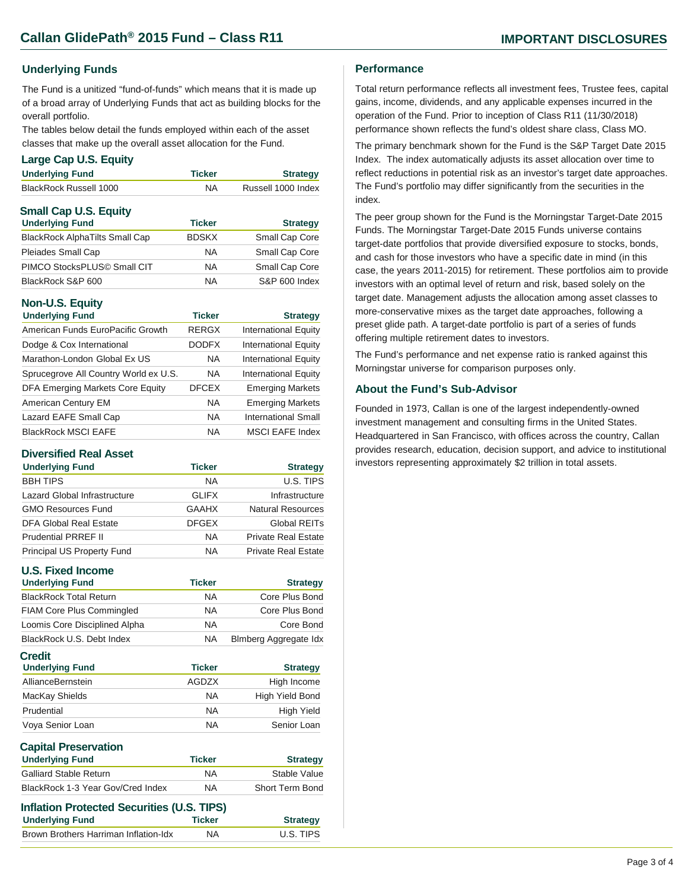# Callan GlidePath® 2015 Fund – Class R11

## IMPORTANT DISCLOSURES

### Underlying Funds

The Fund is a unitized "fund-of-funds" which means that it is made up of a broad array of Underlying Funds that act as building blocks for the overall portfolio.

The tables below detail the funds employed within each of the asset classes that make up the overall asset allocation for the Fund.

#### Large Cap U.S. Equity

| Underlying Fund | Ticker | Strategy |
|---|---|---|
| BlackRock Russell 1000 | NA | Russell 1000 Index |

#### Small Cap U.S. Equity

| Underlying Fund | Ticker | Strategy |
|---|---|---|
| BlackRock AlphaTilts Small Cap | BDSKX | Small Cap Core |
| Pleiades Small Cap | NA | Small Cap Core |
| PIMCO StocksPLUS© Small CIT | NA | Small Cap Core |
| BlackRock S&P 600 | NA | S&P 600 Index |

#### Non-U.S. Equity

| Underlying Fund | Ticker | Strategy |
|---|---|---|
| American Funds EuroPacific Growth | RERGX | International Equity |
| Dodge & Cox International | DODFX | International Equity |
| Marathon-London Global Ex US | NA | International Equity |
| Sprucegrove All Country World ex U.S. | NA | International Equity |
| DFA Emerging Markets Core Equity | DFCEX | Emerging Markets |
| American Century EM | NA | Emerging Markets |
| Lazard EAFE Small Cap | NA | International Small |
| BlackRock MSCI EAFE | NA | MSCI EAFE Index |

#### Diversified Real Asset

| Underlying Fund | Ticker | Strategy |
|---|---|---|
| BBH TIPS | NA | U.S. TIPS |
| Lazard Global Infrastructure | GLIFX | Infrastructure |
| GMO Resources Fund | GAAHX | Natural Resources |
| DFA Global Real Estate | DFGEX | Global REITs |
| Prudential PRREF II | NA | Private Real Estate |
| Principal US Property Fund | NA | Private Real Estate |

#### U.S. Fixed Income

| Underlying Fund | Ticker | Strategy |
|---|---|---|
| BlackRock Total Return | NA | Core Plus Bond |
| FIAM Core Plus Commingled | NA | Core Plus Bond |
| Loomis Core Disciplined Alpha | NA | Core Bond |
| BlackRock U.S. Debt Index | NA | Blmberg Aggregate Idx |

#### Credit

| Underlying Fund | Ticker | Strategy |
|---|---|---|
| AllianceBernstein | AGDZX | High Income |
| MacKay Shields | NA | High Yield Bond |
| Prudential | NA | High Yield |
| Voya Senior Loan | NA | Senior Loan |

#### Capital Preservation

| Underlying Fund | Ticker | Strategy |
|---|---|---|
| Galliard Stable Return | NA | Stable Value |
| BlackRock 1-3 Year Gov/Cred Index | NA | Short Term Bond |

#### Inflation Protected Securities (U.S. TIPS)

| Underlying Fund | Ticker | Strategy |
|---|---|---|
| Brown Brothers Harriman Inflation-Idx | NA | U.S. TIPS |

### Performance

Total return performance reflects all investment fees, Trustee fees, capital gains, income, dividends, and any applicable expenses incurred in the operation of the Fund. Prior to inception of Class R11 (11/30/2018) performance shown reflects the fund's oldest share class, Class MO.

The primary benchmark shown for the Fund is the S&P Target Date 2015 Index. The index automatically adjusts its asset allocation over time to reflect reductions in potential risk as an investor's target date approaches. The Fund's portfolio may differ significantly from the securities in the index.

The peer group shown for the Fund is the Morningstar Target-Date 2015 Funds. The Morningstar Target-Date 2015 Funds universe contains target-date portfolios that provide diversified exposure to stocks, bonds, and cash for those investors who have a specific date in mind (in this case, the years 2011-2015) for retirement. These portfolios aim to provide investors with an optimal level of return and risk, based solely on the target date. Management adjusts the allocation among asset classes to more-conservative mixes as the target date approaches, following a preset glide path. A target-date portfolio is part of a series of funds offering multiple retirement dates to investors.

The Fund's performance and net expense ratio is ranked against this Morningstar universe for comparison purposes only.

### About the Fund's Sub-Advisor

Founded in 1973, Callan is one of the largest independently-owned investment management and consulting firms in the United States. Headquartered in San Francisco, with offices across the country, Callan provides research, education, decision support, and advice to institutional investors representing approximately $2 trillion in total assets.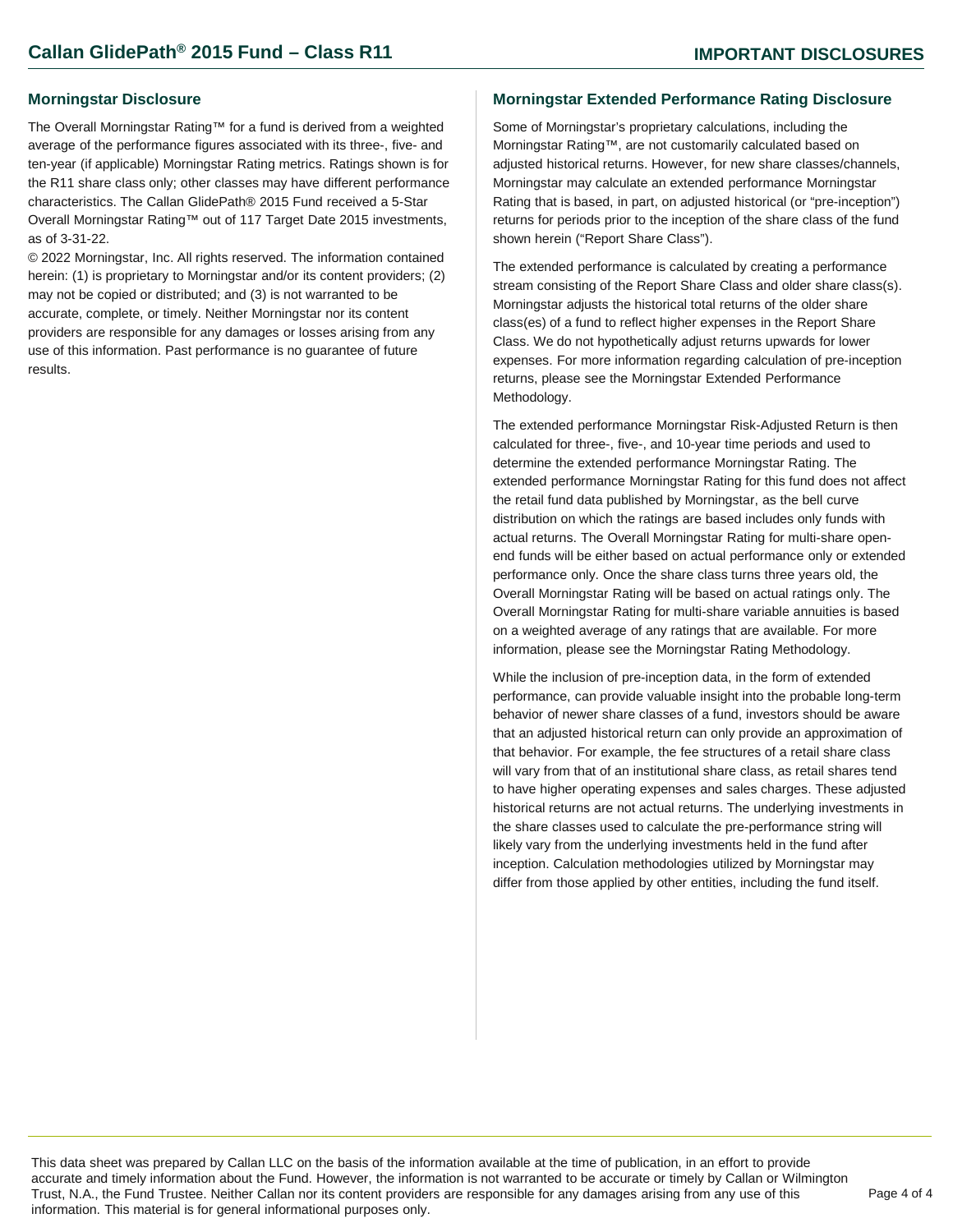## Morningstar Disclosure

The Overall Morningstar Rating™ for a fund is derived from a weighted average of the performance figures associated with its three-, five- and ten-year (if applicable) Morningstar Rating metrics. Ratings shown is for the R11 share class only; other classes may have different performance characteristics. The Callan GlidePath® 2015 Fund received a 5-Star Overall Morningstar Rating™ out of 117 Target Date 2015 investments, as of 3-31-22.

© 2022 Morningstar, Inc. All rights reserved. The information contained herein: (1) is proprietary to Morningstar and/or its content providers; (2) may not be copied or distributed; and (3) is not warranted to be accurate, complete, or timely. Neither Morningstar nor its content providers are responsible for any damages or losses arising from any use of this information. Past performance is no guarantee of future results.

## Morningstar Extended Performance Rating Disclosure

Some of Morningstar's proprietary calculations, including the Morningstar Rating™, are not customarily calculated based on adjusted historical returns. However, for new share classes/channels, Morningstar may calculate an extended performance Morningstar Rating that is based, in part, on adjusted historical (or "pre-inception") returns for periods prior to the inception of the share class of the fund shown herein ("Report Share Class").

The extended performance is calculated by creating a performance stream consisting of the Report Share Class and older share class(s). Morningstar adjusts the historical total returns of the older share class(es) of a fund to reflect higher expenses in the Report Share Class. We do not hypothetically adjust returns upwards for lower expenses. For more information regarding calculation of pre-inception returns, please see the Morningstar Extended Performance Methodology.

The extended performance Morningstar Risk-Adjusted Return is then calculated for three-, five-, and 10-year time periods and used to determine the extended performance Morningstar Rating. The extended performance Morningstar Rating for this fund does not affect the retail fund data published by Morningstar, as the bell curve distribution on which the ratings are based includes only funds with actual returns. The Overall Morningstar Rating for multi-share open-end funds will be either based on actual performance only or extended performance only. Once the share class turns three years old, the Overall Morningstar Rating will be based on actual ratings only. The Overall Morningstar Rating for multi-share variable annuities is based on a weighted average of any ratings that are available. For more information, please see the Morningstar Rating Methodology.

While the inclusion of pre-inception data, in the form of extended performance, can provide valuable insight into the probable long-term behavior of newer share classes of a fund, investors should be aware that an adjusted historical return can only provide an approximation of that behavior. For example, the fee structures of a retail share class will vary from that of an institutional share class, as retail shares tend to have higher operating expenses and sales charges. These adjusted historical returns are not actual returns. The underlying investments in the share classes used to calculate the pre-performance string will likely vary from the underlying investments held in the fund after inception. Calculation methodologies utilized by Morningstar may differ from those applied by other entities, including the fund itself.

This data sheet was prepared by Callan LLC on the basis of the information available at the time of publication, in an effort to provide accurate and timely information about the Fund. However, the information is not warranted to be accurate or timely by Callan or Wilmington Trust, N.A., the Fund Trustee. Neither Callan nor its content providers are responsible for any damages arising from any use of this information. This material is for general informational purposes only.